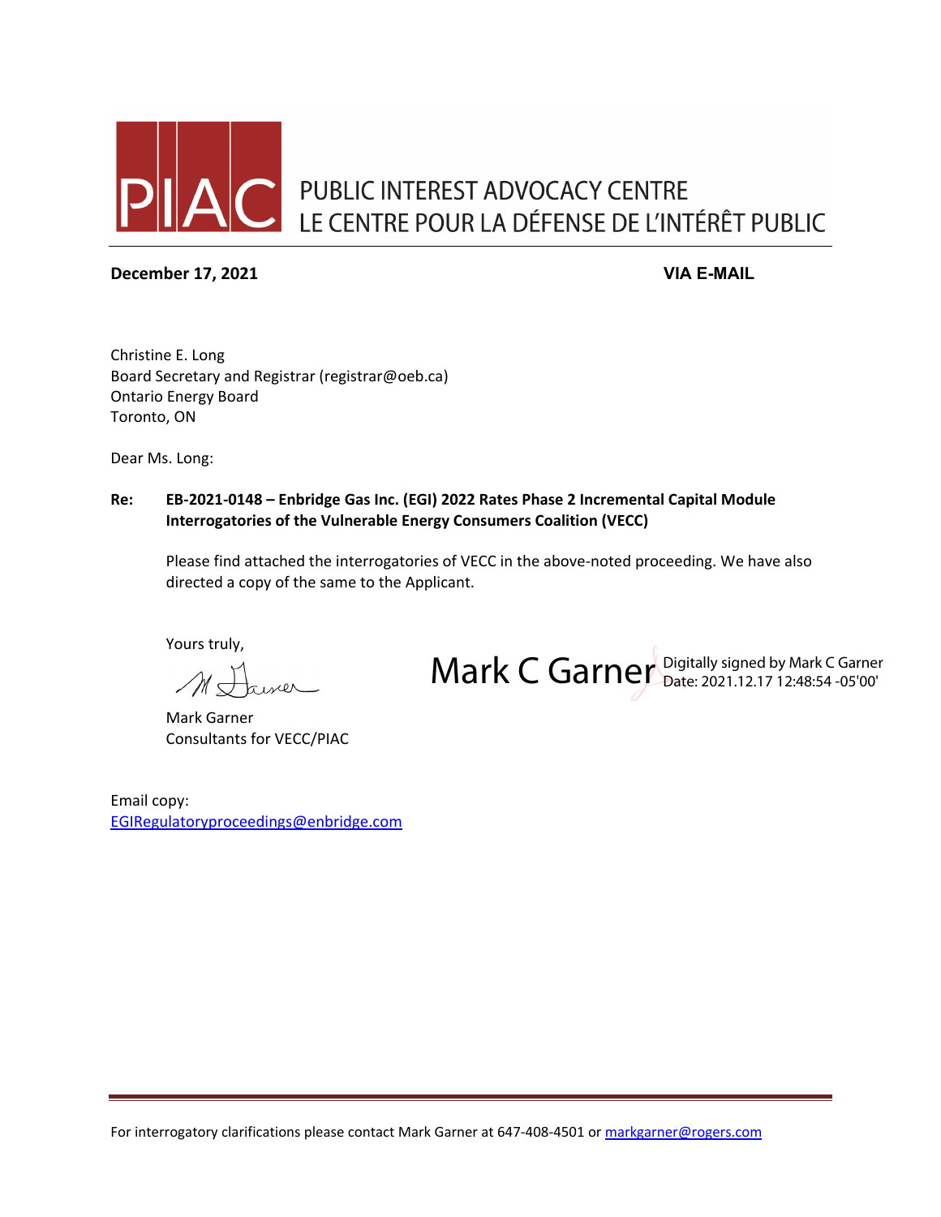PIAC PUBLIC INTEREST ADVOCACY CENTRE
LE CENTRE POUR LA DÉFENSE DE L'INTÉRÊT PUBLIC

**December 17, 2021** **VIA E-MAIL**

Christine E. Long
Board Secretary and Registrar (registrar@oeb.ca)
Ontario Energy Board
Toronto, ON

Dear Ms. Long:

**Re: EB-2021-0148 – Enbridge Gas Inc. (EGI) 2022 Rates Phase 2 Incremental Capital Module Interrogatories of the Vulnerable Energy Consumers Coalition (VECC)**

Please find attached the interrogatories of VECC in the above-noted proceeding. We have also directed a copy of the same to the Applicant.

Yours truly,

Mark C Garner — Digitally signed by Mark C Garner Date: 2021.12.17 12:48:54 -05'00'

Mark Garner
Consultants for VECC/PIAC

Email copy:
EGIRegulatoryproceedings@enbridge.com

For interrogatory clarifications please contact Mark Garner at 647-408-4501 or markgarner@rogers.com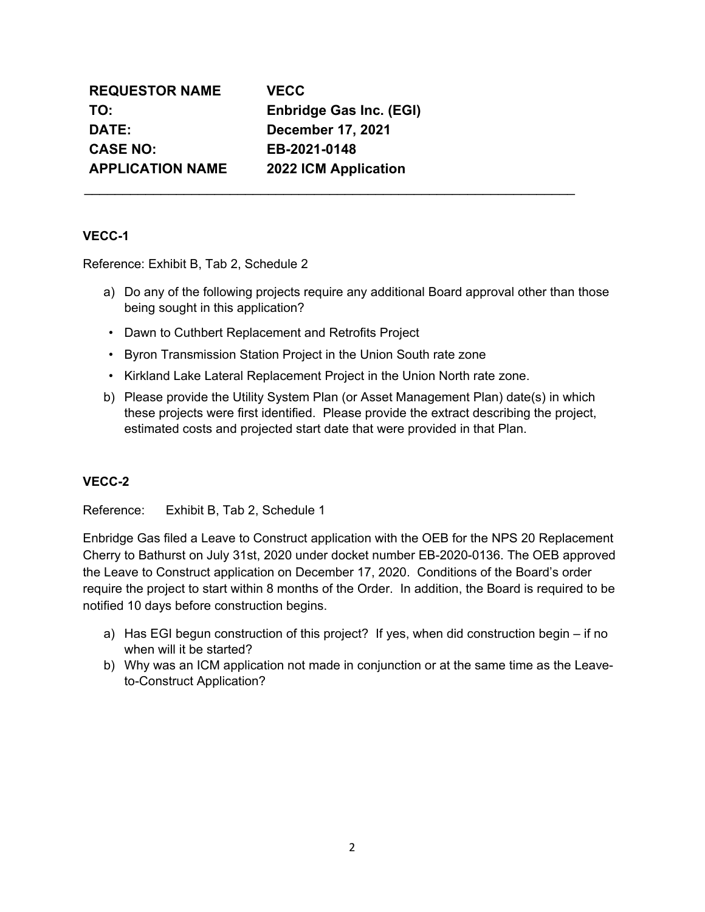| | |
|---|---|
| **REQUESTOR NAME** | **VECC** |
| **TO:** | **Enbridge Gas Inc. (EGI)** |
| **DATE:** | **December 17, 2021** |
| **CASE NO:** | **EB-2021-0148** |
| **APPLICATION NAME** | **2022 ICM Application** |

---

**VECC-1**

Reference: Exhibit B, Tab 2, Schedule 2

a) Do any of the following projects require any additional Board approval other than those being sought in this application?

- Dawn to Cuthbert Replacement and Retrofits Project
- Byron Transmission Station Project in the Union South rate zone
- Kirkland Lake Lateral Replacement Project in the Union North rate zone.

b) Please provide the Utility System Plan (or Asset Management Plan) date(s) in which these projects were first identified. Please provide the extract describing the project, estimated costs and projected start date that were provided in that Plan.

**VECC-2**

Reference: Exhibit B, Tab 2, Schedule 1

Enbridge Gas filed a Leave to Construct application with the OEB for the NPS 20 Replacement Cherry to Bathurst on July 31st, 2020 under docket number EB-2020-0136. The OEB approved the Leave to Construct application on December 17, 2020. Conditions of the Board's order require the project to start within 8 months of the Order. In addition, the Board is required to be notified 10 days before construction begins.

a) Has EGI begun construction of this project? If yes, when did construction begin – if no when will it be started?
b) Why was an ICM application not made in conjunction or at the same time as the Leave-to-Construct Application?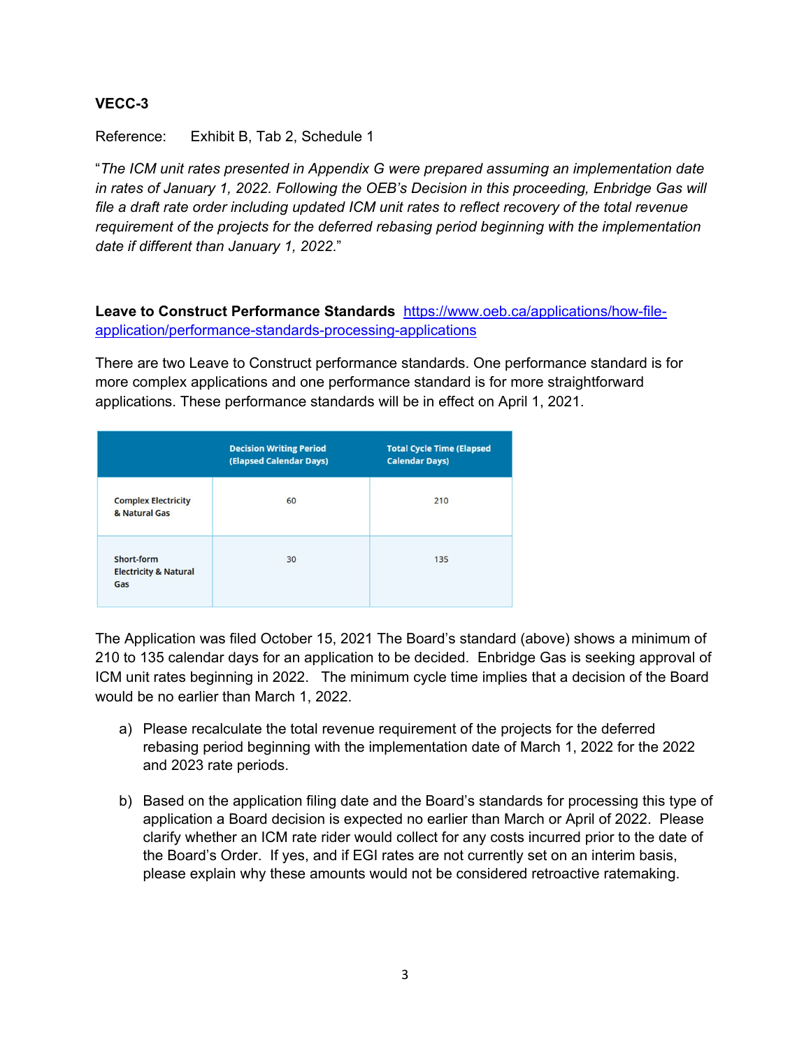**VECC-3**

Reference: Exhibit B, Tab 2, Schedule 1

"*The ICM unit rates presented in Appendix G were prepared assuming an implementation date in rates of January 1, 2022. Following the OEB's Decision in this proceeding, Enbridge Gas will file a draft rate order including updated ICM unit rates to reflect recovery of the total revenue requirement of the projects for the deferred rebasing period beginning with the implementation date if different than January 1, 2022.*"

**Leave to Construct Performance Standards** [https://www.oeb.ca/applications/how-file-application/performance-standards-processing-applications](https://www.oeb.ca/applications/how-file-application/performance-standards-processing-applications)

There are two Leave to Construct performance standards. One performance standard is for more complex applications and one performance standard is for more straightforward applications. These performance standards will be in effect on April 1, 2021.

| | Decision Writing Period (Elapsed Calendar Days) | Total Cycle Time (Elapsed Calendar Days) |
|---|---|---|
| Complex Electricity & Natural Gas | 60 | 210 |
| Short-form Electricity & Natural Gas | 30 | 135 |

The Application was filed October 15, 2021 The Board's standard (above) shows a minimum of 210 to 135 calendar days for an application to be decided. Enbridge Gas is seeking approval of ICM unit rates beginning in 2022. The minimum cycle time implies that a decision of the Board would be no earlier than March 1, 2022.

a) Please recalculate the total revenue requirement of the projects for the deferred rebasing period beginning with the implementation date of March 1, 2022 for the 2022 and 2023 rate periods.

b) Based on the application filing date and the Board's standards for processing this type of application a Board decision is expected no earlier than March or April of 2022. Please clarify whether an ICM rate rider would collect for any costs incurred prior to the date of the Board's Order. If yes, and if EGI rates are not currently set on an interim basis, please explain why these amounts would not be considered retroactive ratemaking.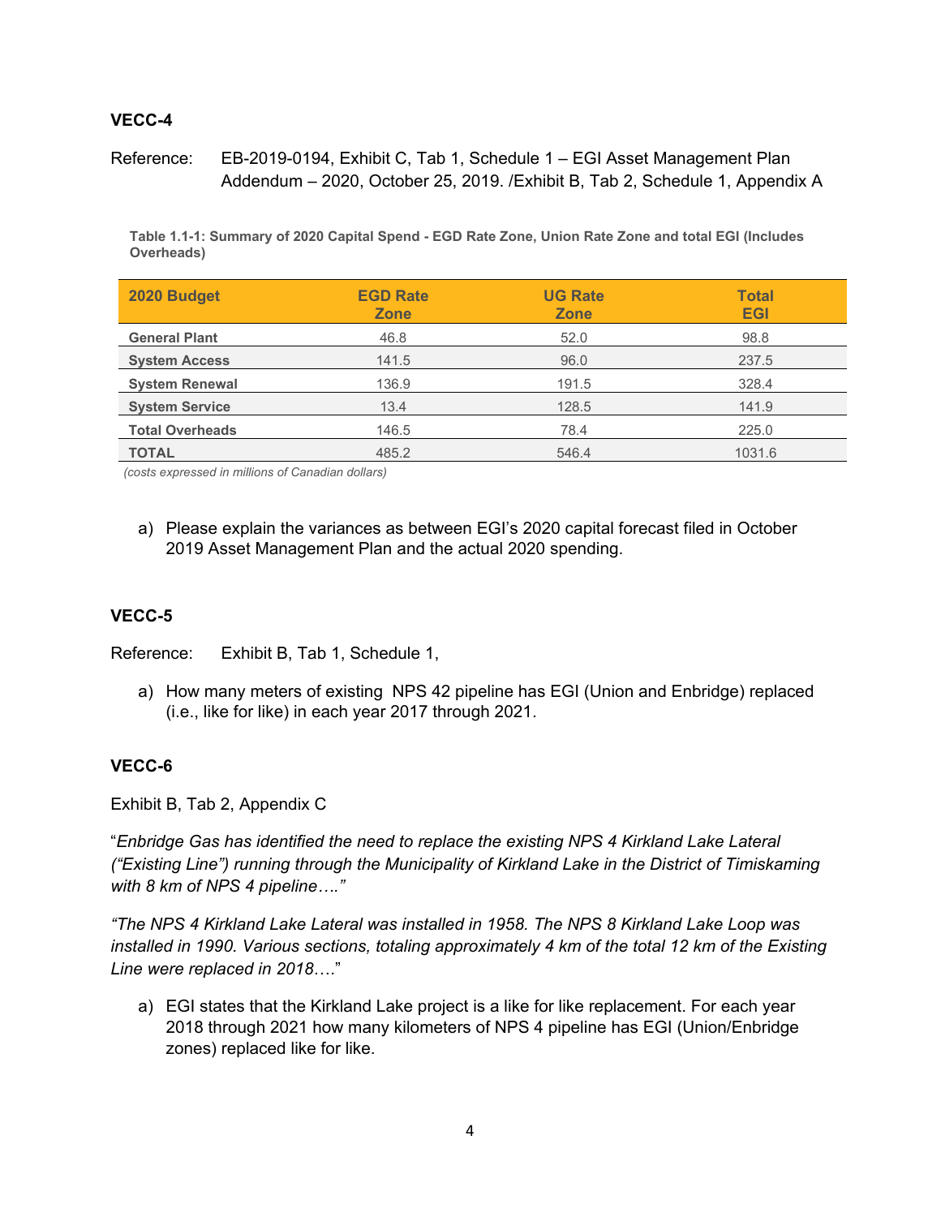## VECC-4

Reference: EB-2019-0194, Exhibit C, Tab 1, Schedule 1 – EGI Asset Management Plan Addendum – 2020, October 25, 2019. /Exhibit B, Tab 2, Schedule 1, Appendix A

**Table 1.1-1: Summary of 2020 Capital Spend - EGD Rate Zone, Union Rate Zone and total EGI (Includes Overheads)**

| 2020 Budget | EGD Rate Zone | UG Rate Zone | Total EGI |
|---|---|---|---|
| General Plant | 46.8 | 52.0 | 98.8 |
| System Access | 141.5 | 96.0 | 237.5 |
| System Renewal | 136.9 | 191.5 | 328.4 |
| System Service | 13.4 | 128.5 | 141.9 |
| Total Overheads | 146.5 | 78.4 | 225.0 |
| TOTAL | 485.2 | 546.4 | 1031.6 |

*(costs expressed in millions of Canadian dollars)*

a) Please explain the variances as between EGI's 2020 capital forecast filed in October 2019 Asset Management Plan and the actual 2020 spending.

## VECC-5

Reference: Exhibit B, Tab 1, Schedule 1,

a) How many meters of existing NPS 42 pipeline has EGI (Union and Enbridge) replaced (i.e., like for like) in each year 2017 through 2021.

## VECC-6

Exhibit B, Tab 2, Appendix C

"*Enbridge Gas has identified the need to replace the existing NPS 4 Kirkland Lake Lateral ("Existing Line") running through the Municipality of Kirkland Lake in the District of Timiskaming with 8 km of NPS 4 pipeline…."*

*"The NPS 4 Kirkland Lake Lateral was installed in 1958. The NPS 8 Kirkland Lake Loop was installed in 1990. Various sections, totaling approximately 4 km of the total 12 km of the Existing Line were replaced in 2018…."*

a) EGI states that the Kirkland Lake project is a like for like replacement. For each year 2018 through 2021 how many kilometers of NPS 4 pipeline has EGI (Union/Enbridge zones) replaced like for like.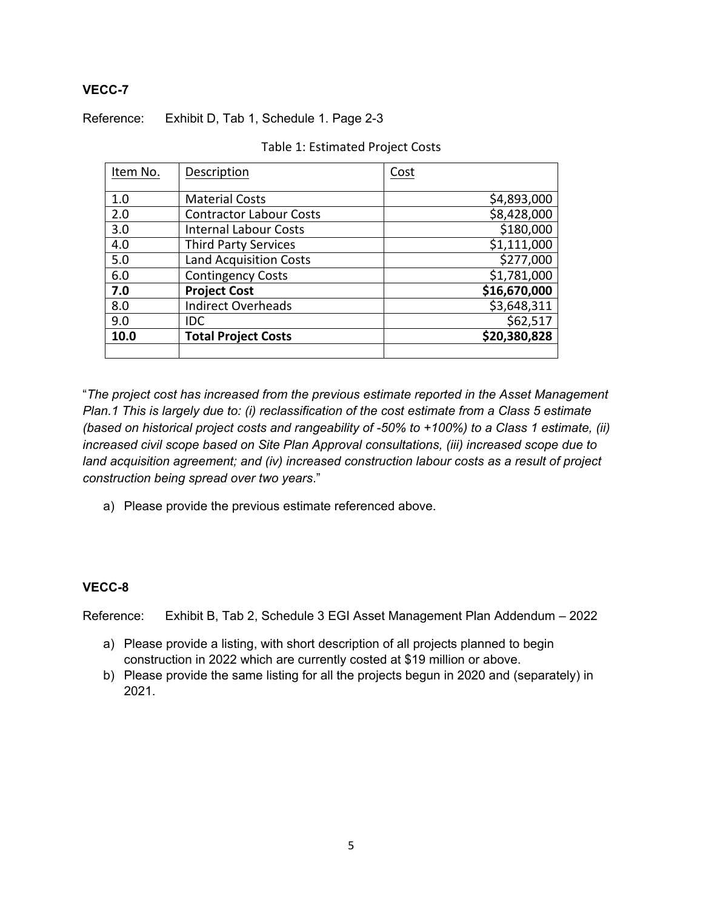**VECC-7**

Reference: Exhibit D, Tab 1, Schedule 1. Page 2-3

Table 1: Estimated Project Costs

| Item No. | Description | Cost |
|---|---|---|
| 1.0 | Material Costs | $4,893,000 |
| 2.0 | Contractor Labour Costs | $8,428,000 |
| 3.0 | Internal Labour Costs | $180,000 |
| 4.0 | Third Party Services | $1,111,000 |
| 5.0 | Land Acquisition Costs | $277,000 |
| 6.0 | Contingency Costs | $1,781,000 |
| **7.0** | **Project Cost** | **$16,670,000** |
| 8.0 | Indirect Overheads | $3,648,311 |
| 9.0 | IDC | $62,517 |
| **10.0** | **Total Project Costs** | **$20,380,828** |
| | | |

"*The project cost has increased from the previous estimate reported in the Asset Management Plan.1 This is largely due to: (i) reclassification of the cost estimate from a Class 5 estimate (based on historical project costs and rangeability of -50% to +100%) to a Class 1 estimate, (ii) increased civil scope based on Site Plan Approval consultations, (iii) increased scope due to land acquisition agreement; and (iv) increased construction labour costs as a result of project construction being spread over two years*."

a) Please provide the previous estimate referenced above.

**VECC-8**

Reference: Exhibit B, Tab 2, Schedule 3 EGI Asset Management Plan Addendum – 2022

a) Please provide a listing, with short description of all projects planned to begin construction in 2022 which are currently costed at $19 million or above.
b) Please provide the same listing for all the projects begun in 2020 and (separately) in 2021.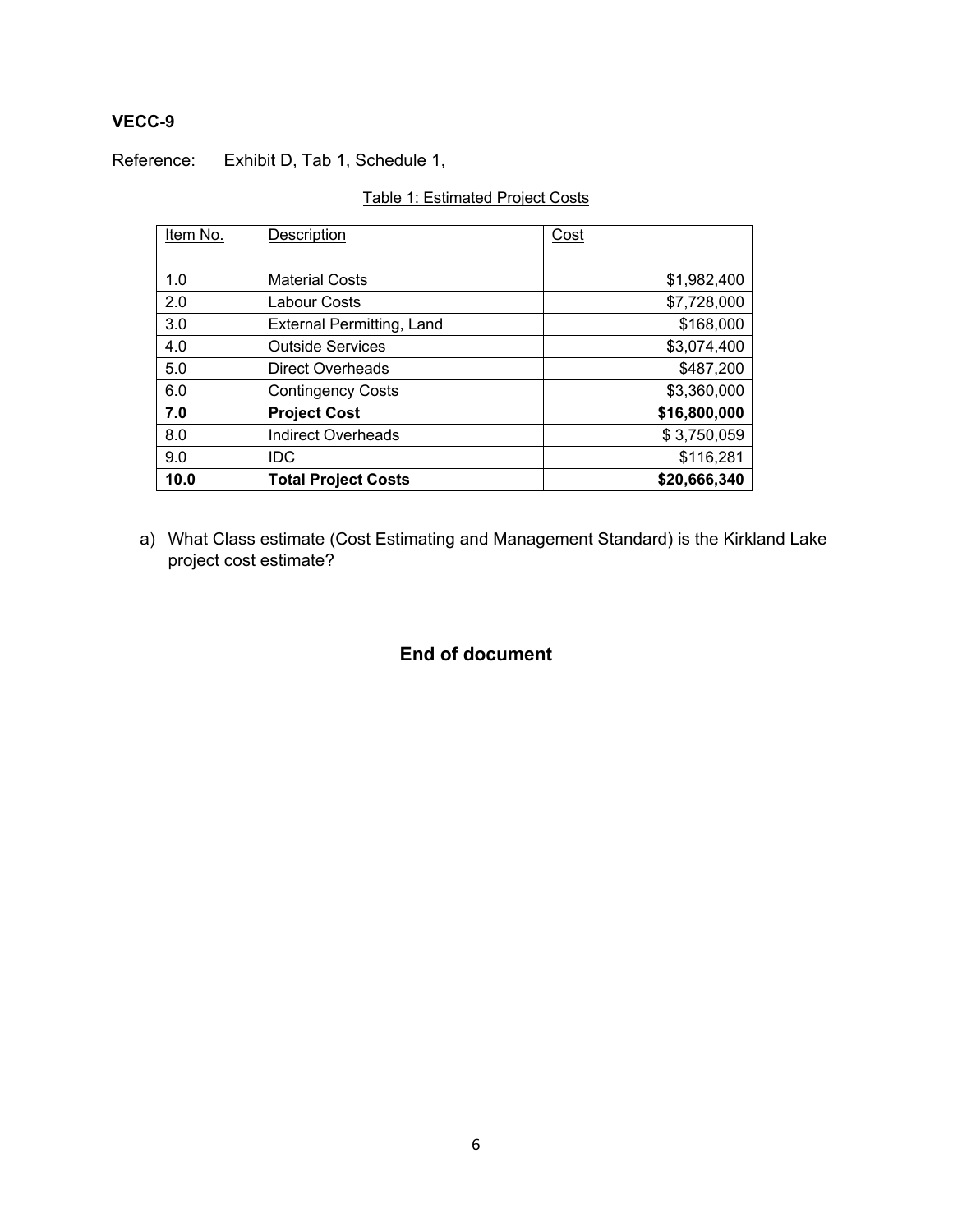**VECC-9**

Reference: Exhibit D, Tab 1, Schedule 1,

Table 1: Estimated Project Costs

| Item No. | Description | Cost |
|---|---|---|
| 1.0 | Material Costs | $1,982,400 |
| 2.0 | Labour Costs | $7,728,000 |
| 3.0 | External Permitting, Land | $168,000 |
| 4.0 | Outside Services | $3,074,400 |
| 5.0 | Direct Overheads | $487,200 |
| 6.0 | Contingency Costs | $3,360,000 |
| **7.0** | **Project Cost** | **$16,800,000** |
| 8.0 | Indirect Overheads | $ 3,750,059 |
| 9.0 | IDC | $116,281 |
| **10.0** | **Total Project Costs** | **$20,666,340** |

a) What Class estimate (Cost Estimating and Management Standard) is the Kirkland Lake project cost estimate?

## End of document